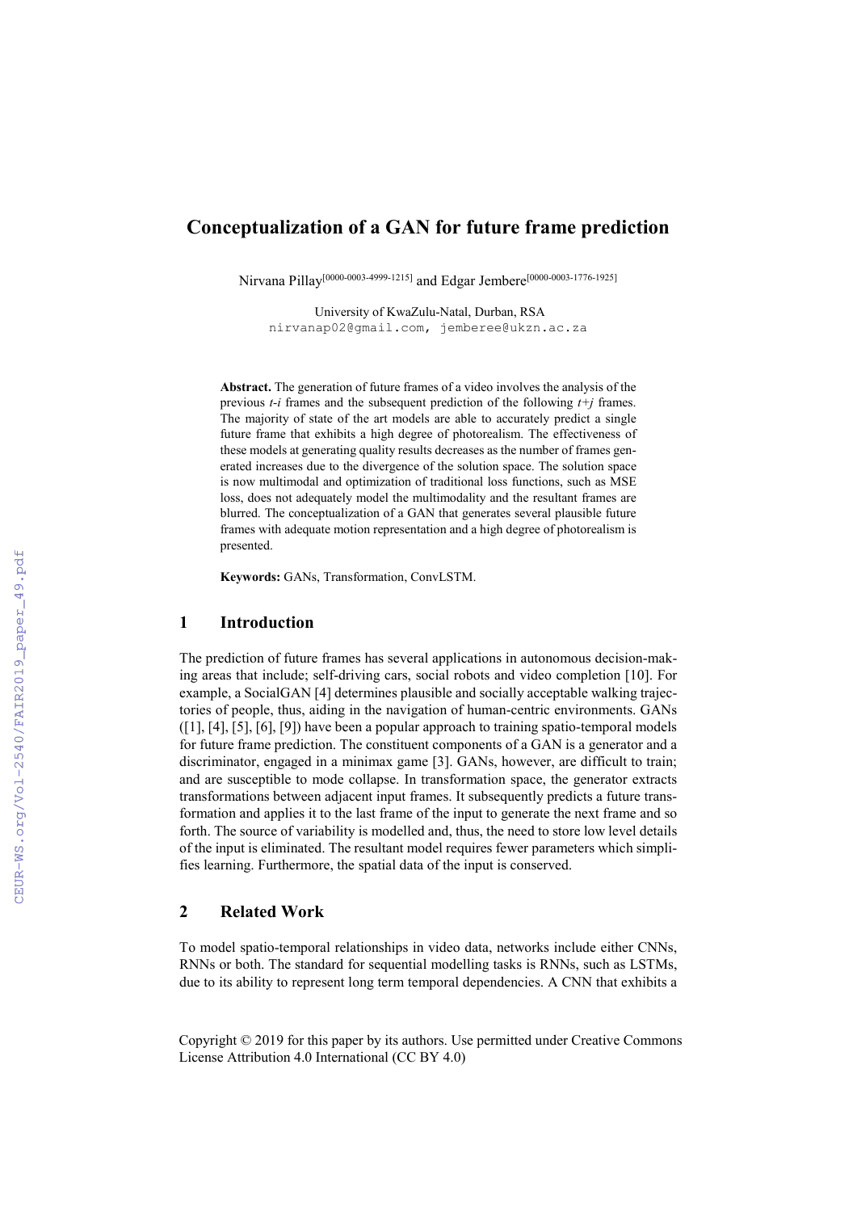# Conceptualization of a GAN for future frame prediction

Nirvana Pillay[0000-0003-4999-1215] and Edgar Jembere[0000-0003-1776-1925]

University of KwaZulu-Natal, Durban, RSA
nirvanap02@gmail.com, jemberee@ukzn.ac.za

**Abstract.** The generation of future frames of a video involves the analysis of the previous *t-i* frames and the subsequent prediction of the following *t+j* frames. The majority of state of the art models are able to accurately predict a single future frame that exhibits a high degree of photorealism. The effectiveness of these models at generating quality results decreases as the number of frames generated increases due to the divergence of the solution space. The solution space is now multimodal and optimization of traditional loss functions, such as MSE loss, does not adequately model the multimodality and the resultant frames are blurred. The conceptualization of a GAN that generates several plausible future frames with adequate motion representation and a high degree of photorealism is presented.

**Keywords:** GANs, Transformation, ConvLSTM.

## 1 Introduction

The prediction of future frames has several applications in autonomous decision-making areas that include; self-driving cars, social robots and video completion [10]. For example, a SocialGAN [4] determines plausible and socially acceptable walking trajectories of people, thus, aiding in the navigation of human-centric environments. GANs ([1], [4], [5], [6], [9]) have been a popular approach to training spatio-temporal models for future frame prediction. The constituent components of a GAN is a generator and a discriminator, engaged in a minimax game [3]. GANs, however, are difficult to train; and are susceptible to mode collapse. In transformation space, the generator extracts transformations between adjacent input frames. It subsequently predicts a future transformation and applies it to the last frame of the input to generate the next frame and so forth. The source of variability is modelled and, thus, the need to store low level details of the input is eliminated. The resultant model requires fewer parameters which simplifies learning. Furthermore, the spatial data of the input is conserved.

## 2 Related Work

To model spatio-temporal relationships in video data, networks include either CNNs, RNNs or both. The standard for sequential modelling tasks is RNNs, such as LSTMs, due to its ability to represent long term temporal dependencies. A CNN that exhibits a

Copyright © 2019 for this paper by its authors. Use permitted under Creative Commons License Attribution 4.0 International (CC BY 4.0)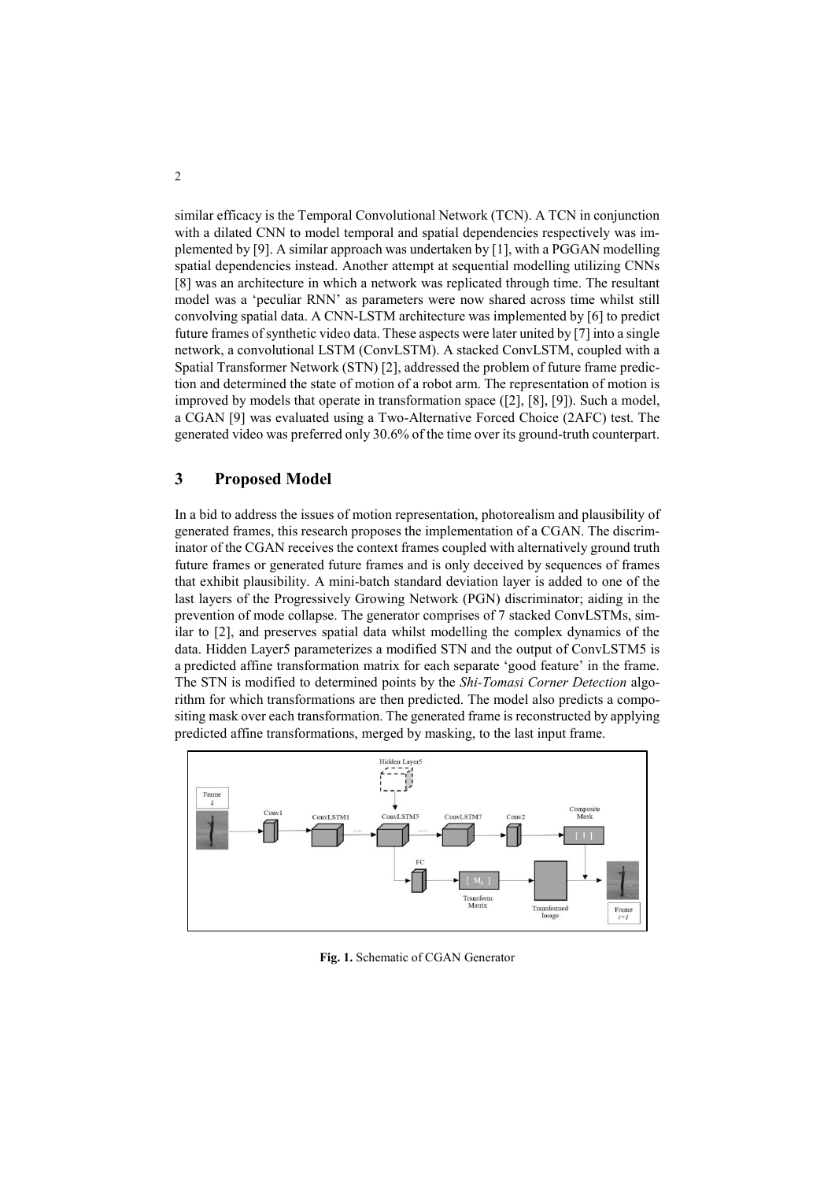similar efficacy is the Temporal Convolutional Network (TCN). A TCN in conjunction with a dilated CNN to model temporal and spatial dependencies respectively was implemented by [9]. A similar approach was undertaken by [1], with a PGGAN modelling spatial dependencies instead. Another attempt at sequential modelling utilizing CNNs [8] was an architecture in which a network was replicated through time. The resultant model was a 'peculiar RNN' as parameters were now shared across time whilst still convolving spatial data. A CNN-LSTM architecture was implemented by [6] to predict future frames of synthetic video data. These aspects were later united by [7] into a single network, a convolutional LSTM (ConvLSTM). A stacked ConvLSTM, coupled with a Spatial Transformer Network (STN) [2], addressed the problem of future frame prediction and determined the state of motion of a robot arm. The representation of motion is improved by models that operate in transformation space ([2], [8], [9]). Such a model, a CGAN [9] was evaluated using a Two-Alternative Forced Choice (2AFC) test. The generated video was preferred only 30.6% of the time over its ground-truth counterpart.

## 3 Proposed Model

In a bid to address the issues of motion representation, photorealism and plausibility of generated frames, this research proposes the implementation of a CGAN. The discriminator of the CGAN receives the context frames coupled with alternatively ground truth future frames or generated future frames and is only deceived by sequences of frames that exhibit plausibility. A mini-batch standard deviation layer is added to one of the last layers of the Progressively Growing Network (PGN) discriminator; aiding in the prevention of mode collapse. The generator comprises of 7 stacked ConvLSTMs, similar to [2], and preserves spatial data whilst modelling the complex dynamics of the data. Hidden Layer5 parameterizes a modified STN and the output of ConvLSTM5 is a predicted affine transformation matrix for each separate 'good feature' in the frame. The STN is modified to determined points by the *Shi-Tomasi Corner Detection* algorithm for which transformations are then predicted. The model also predicts a compositing mask over each transformation. The generated frame is reconstructed by applying predicted affine transformations, merged by masking, to the last input frame.

**Fig. 1.** Schematic of CGAN Generator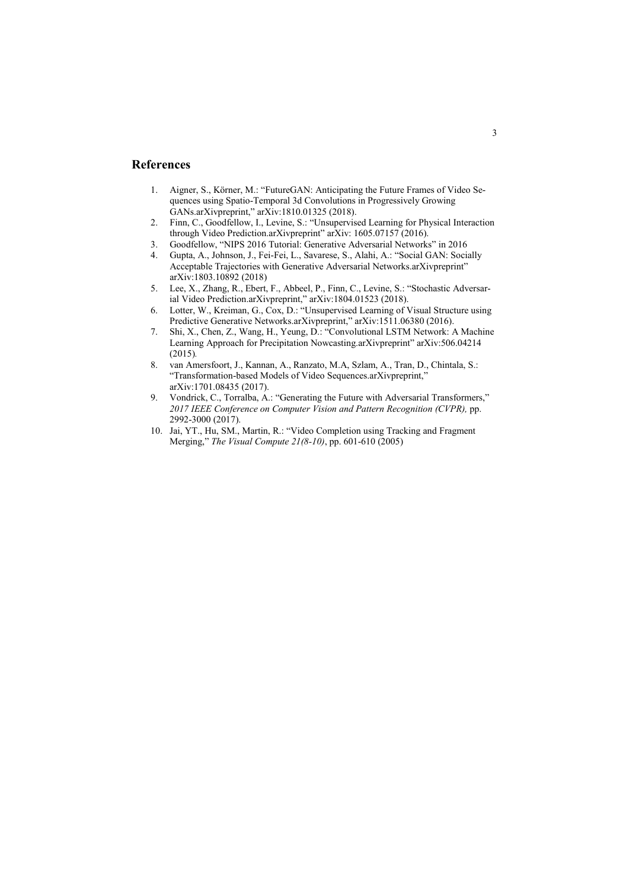## References

1. Aigner, S., Körner, M.: "FutureGAN: Anticipating the Future Frames of Video Sequences using Spatio-Temporal 3d Convolutions in Progressively Growing GANs.arXivpreprint," arXiv:1810.01325 (2018).
2. Finn, C., Goodfellow, I., Levine, S.: "Unsupervised Learning for Physical Interaction through Video Prediction.arXivpreprint" arXiv: 1605.07157 (2016).
3. Goodfellow, "NIPS 2016 Tutorial: Generative Adversarial Networks" in 2016
4. Gupta, A., Johnson, J., Fei-Fei, L., Savarese, S., Alahi, A.: "Social GAN: Socially Acceptable Trajectories with Generative Adversarial Networks.arXivpreprint" arXiv:1803.10892 (2018)
5. Lee, X., Zhang, R., Ebert, F., Abbeel, P., Finn, C., Levine, S.: "Stochastic Adversarial Video Prediction.arXivpreprint," arXiv:1804.01523 (2018).
6. Lotter, W., Kreiman, G., Cox, D.: "Unsupervised Learning of Visual Structure using Predictive Generative Networks.arXivpreprint," arXiv:1511.06380 (2016).
7. Shi, X., Chen, Z., Wang, H., Yeung, D.: "Convolutional LSTM Network: A Machine Learning Approach for Precipitation Nowcasting.arXivpreprint" arXiv:506.04214 (2015).
8. van Amersfoort, J., Kannan, A., Ranzato, M.A, Szlam, A., Tran, D., Chintala, S.: "Transformation-based Models of Video Sequences.arXivpreprint," arXiv:1701.08435 (2017).
9. Vondrick, C., Torralba, A.: "Generating the Future with Adversarial Transformers," *2017 IEEE Conference on Computer Vision and Pattern Recognition (CVPR),* pp. 2992-3000 (2017).
10. Jai, YT., Hu, SM., Martin, R.: "Video Completion using Tracking and Fragment Merging," *The Visual Compute 21(8-10)*, pp. 601-610 (2005)